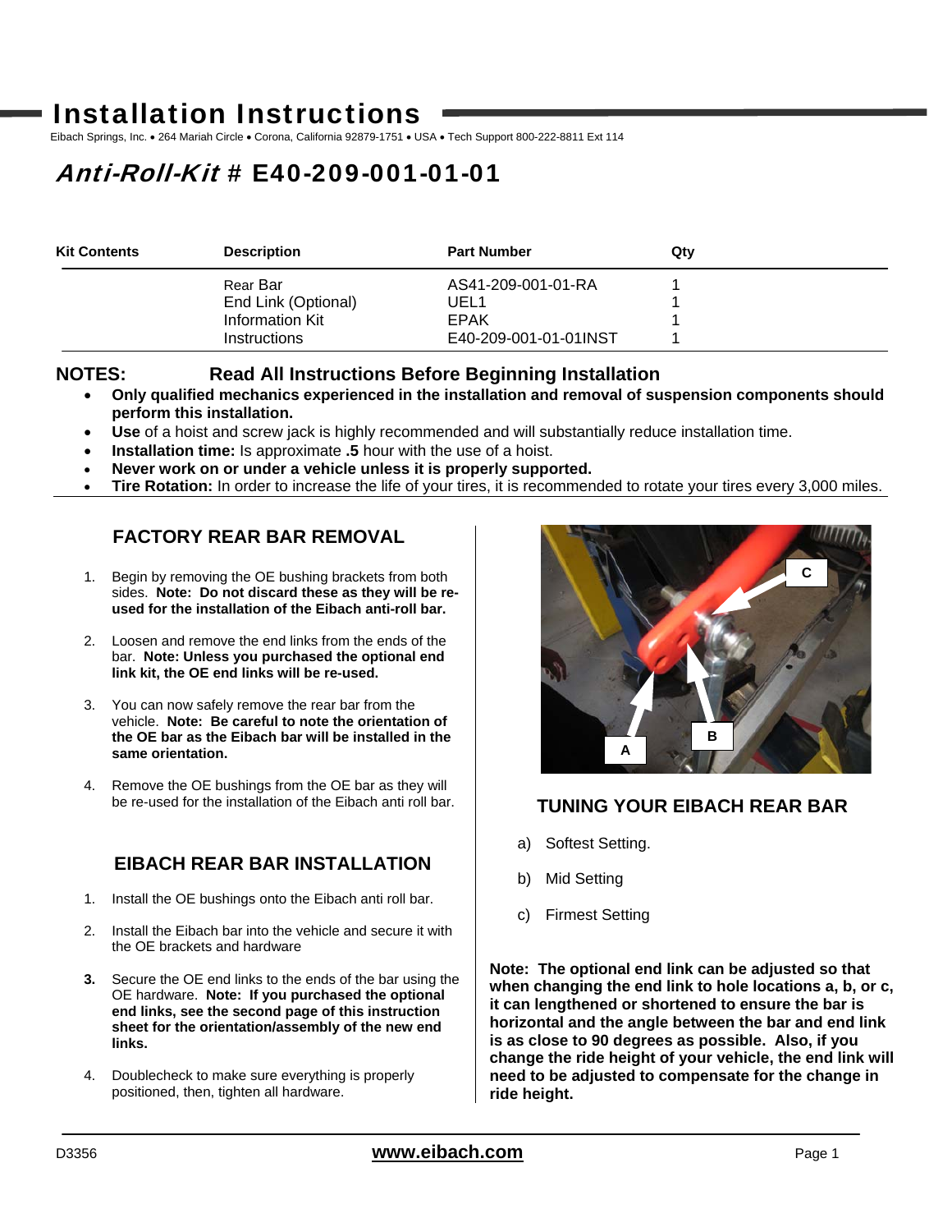# Installation Instructions

Eibach Springs, Inc. • 264 Mariah Circle • Corona, California 92879-1751 • USA • Tech Support 800-222-8811 Ext 114

## *Anti-Roll-Kit* # E40-209-001-01-01

| Kit Contents | Description | Part Number | Qty |
|---|---|---|---|
| | Rear Bar | AS41-209-001-01-RA | 1 |
| | End Link (Optional) | UEL1 | 1 |
| | Information Kit | EPAK | 1 |
| | Instructions | E40-209-001-01-01INST | 1 |

**NOTES: Read All Instructions Before Beginning Installation**

- **Only qualified mechanics experienced in the installation and removal of suspension components should perform this installation.**
- **Use** of a hoist and screw jack is highly recommended and will substantially reduce installation time.
- **Installation time:** Is approximate **.5** hour with the use of a hoist.
- **Never work on or under a vehicle unless it is properly supported.**
- **Tire Rotation:** In order to increase the life of your tires, it is recommended to rotate your tires every 3,000 miles.

### FACTORY REAR BAR REMOVAL

1. Begin by removing the OE bushing brackets from both sides. **Note: Do not discard these as they will be re-used for the installation of the Eibach anti-roll bar.**
2. Loosen and remove the end links from the ends of the bar. **Note: Unless you purchased the optional end link kit, the OE end links will be re-used.**
3. You can now safely remove the rear bar from the vehicle. **Note: Be careful to note the orientation of the OE bar as the Eibach bar will be installed in the same orientation.**
4. Remove the OE bushings from the OE bar as they will be re-used for the installation of the Eibach anti roll bar.

### EIBACH REAR BAR INSTALLATION

1. Install the OE bushings onto the Eibach anti roll bar.
2. Install the Eibach bar into the vehicle and secure it with the OE brackets and hardware
3. Secure the OE end links to the ends of the bar using the OE hardware. **Note: If you purchased the optional end links, see the second page of this instruction sheet for the orientation/assembly of the new end links.**
4. Doublecheck to make sure everything is properly positioned, then, tighten all hardware.

### TUNING YOUR EIBACH REAR BAR

a) Softest Setting.

b) Mid Setting

c) Firmest Setting

**Note: The optional end link can be adjusted so that when changing the end link to hole locations a, b, or c, it can lengthened or shortened to ensure the bar is horizontal and the angle between the bar and end link is as close to 90 degrees as possible. Also, if you change the ride height of your vehicle, the end link will need to be adjusted to compensate for the change in ride height.**

D3356 **www.eibach.com**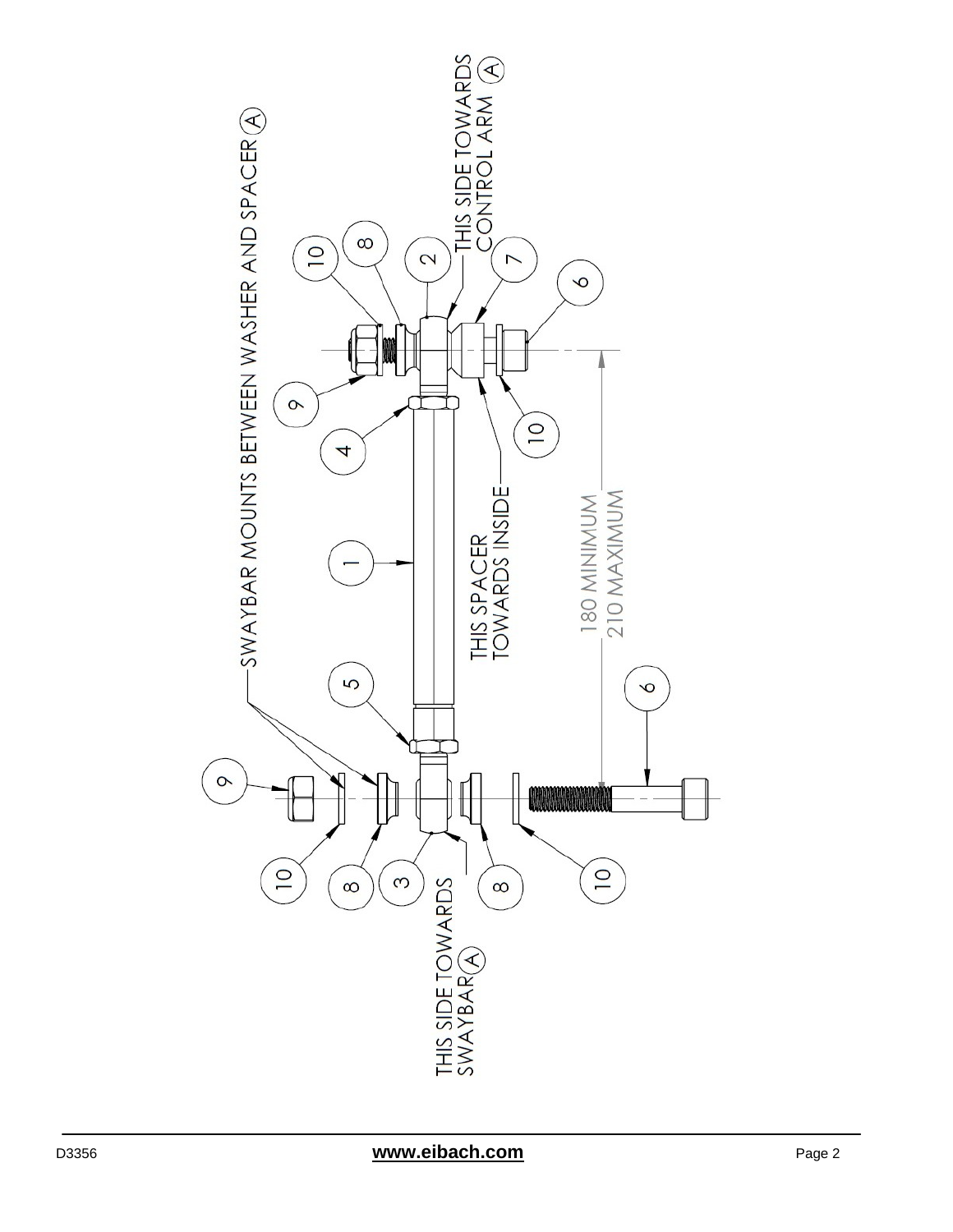SWAYBAR MOUNTS BETWEEN WASHER AND SPACER (A)

THIS SIDE TOWARDS CONTROL ARM (A)

THIS SPACER TOWARDS INSIDE

180 MINIMUM
210 MAXIMUM

THIS SIDE TOWARDS SWAYBAR (A)

1
2
3
4
5
6
7
8
9
10